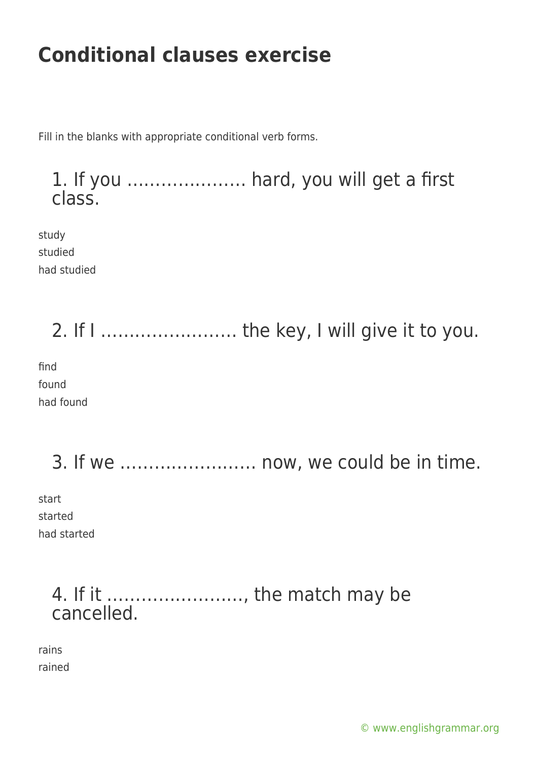# Conditional clauses exercise

Fill in the blanks with appropriate conditional verb forms.

## 1. If you ………………… hard, you will get a first class.

study
studied
had studied

## 2. If I …………………… the key, I will give it to you.

find
found
had found

## 3. If we …………………… now, we could be in time.

start
started
had started

## 4. If it ……………………, the match may be cancelled.

rains
rained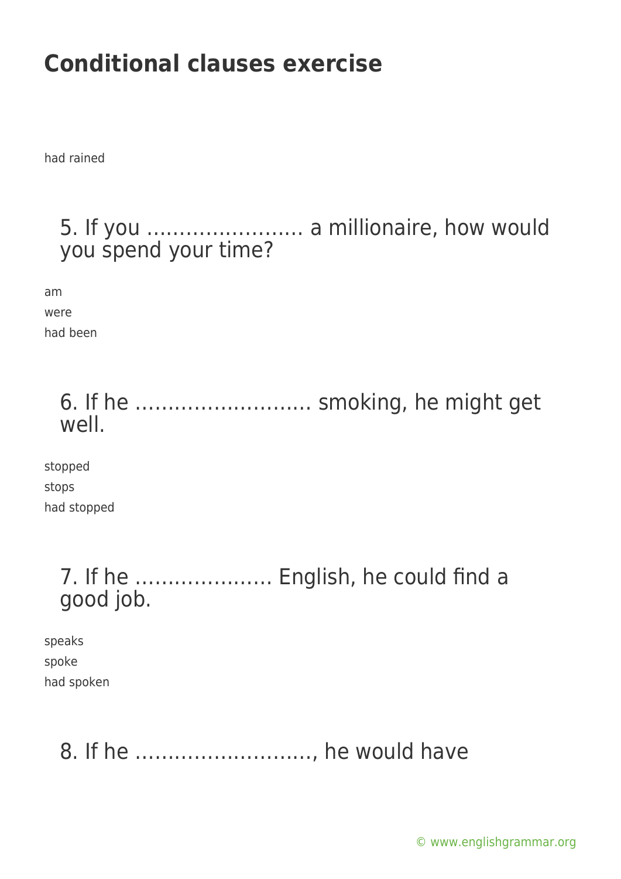# Conditional clauses exercise

had rained

5. If you …………………… a millionaire, how would you spend your time?

am
were
had been

6. If he ……………………… smoking, he might get well.

stopped
stops
had stopped

7. If he ………………… English, he could find a good job.

speaks
spoke
had spoken

8. If he ………………………, he would have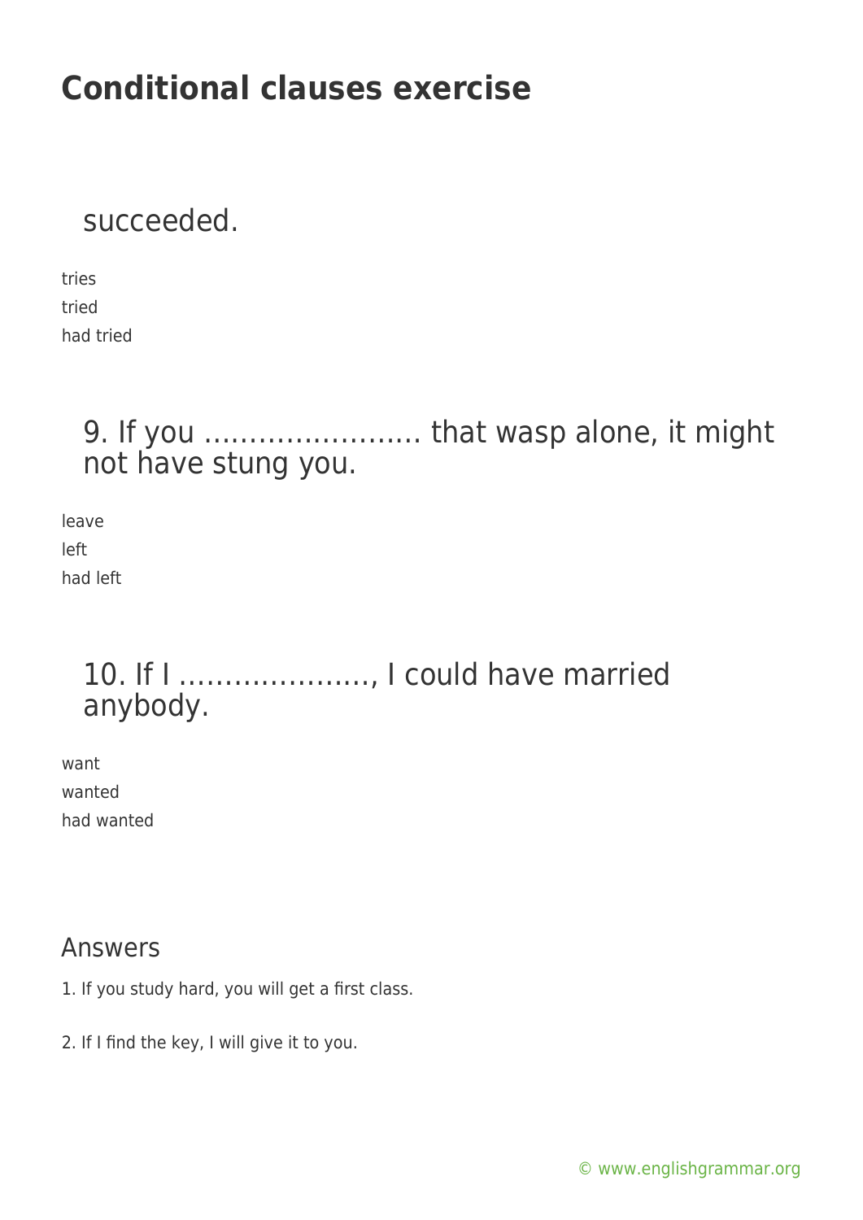# Conditional clauses exercise

succeeded.

tries
tried
had tried

9. If you …………………… that wasp alone, it might not have stung you.

leave
left
had left

10. If I …………………, I could have married anybody.

want
wanted
had wanted

## Answers

1. If you study hard, you will get a first class.

2. If I find the key, I will give it to you.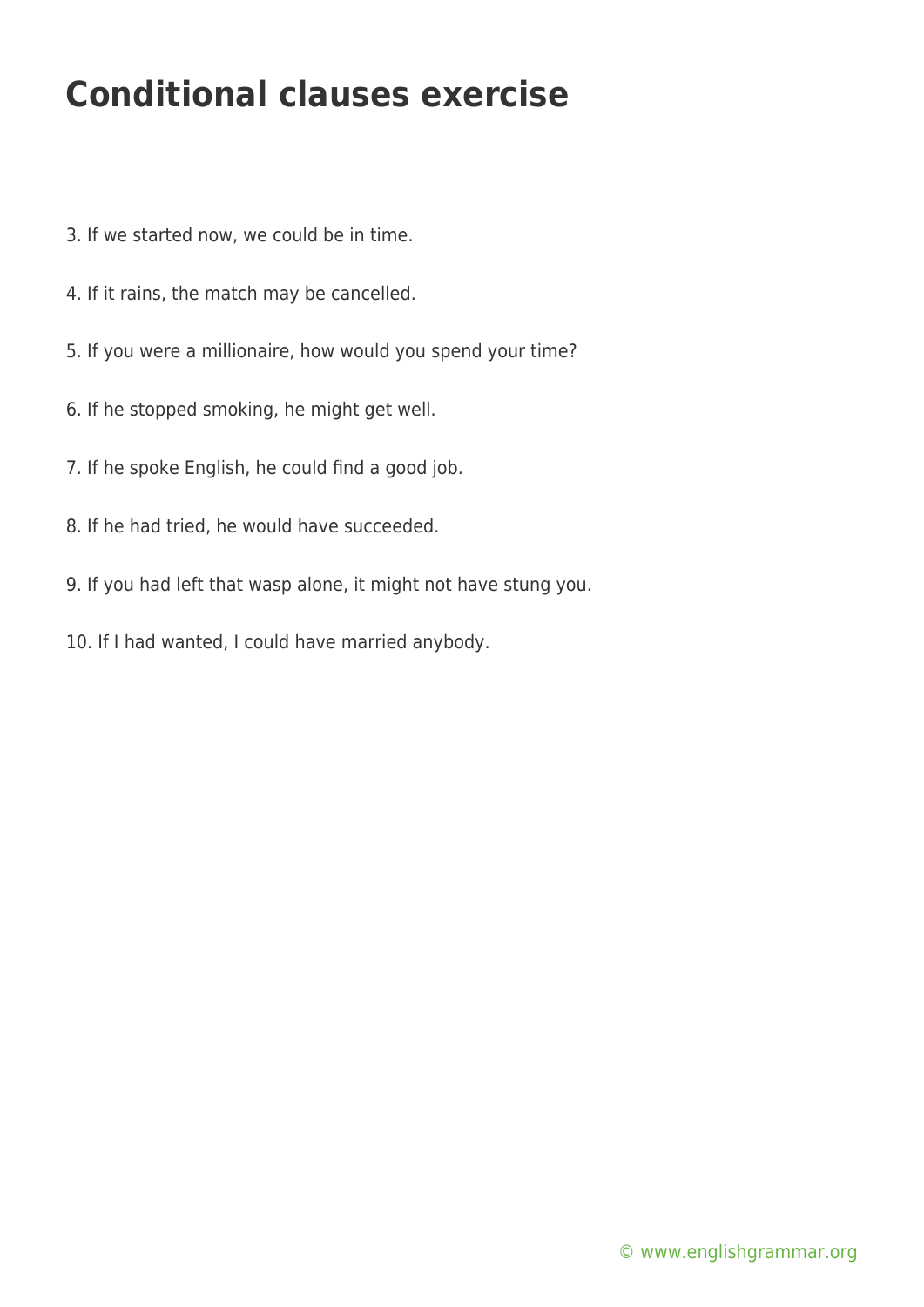# Conditional clauses exercise

3. If we started now, we could be in time.

4. If it rains, the match may be cancelled.

5. If you were a millionaire, how would you spend your time?

6. If he stopped smoking, he might get well.

7. If he spoke English, he could find a good job.

8. If he had tried, he would have succeeded.

9. If you had left that wasp alone, it might not have stung you.

10. If I had wanted, I could have married anybody.